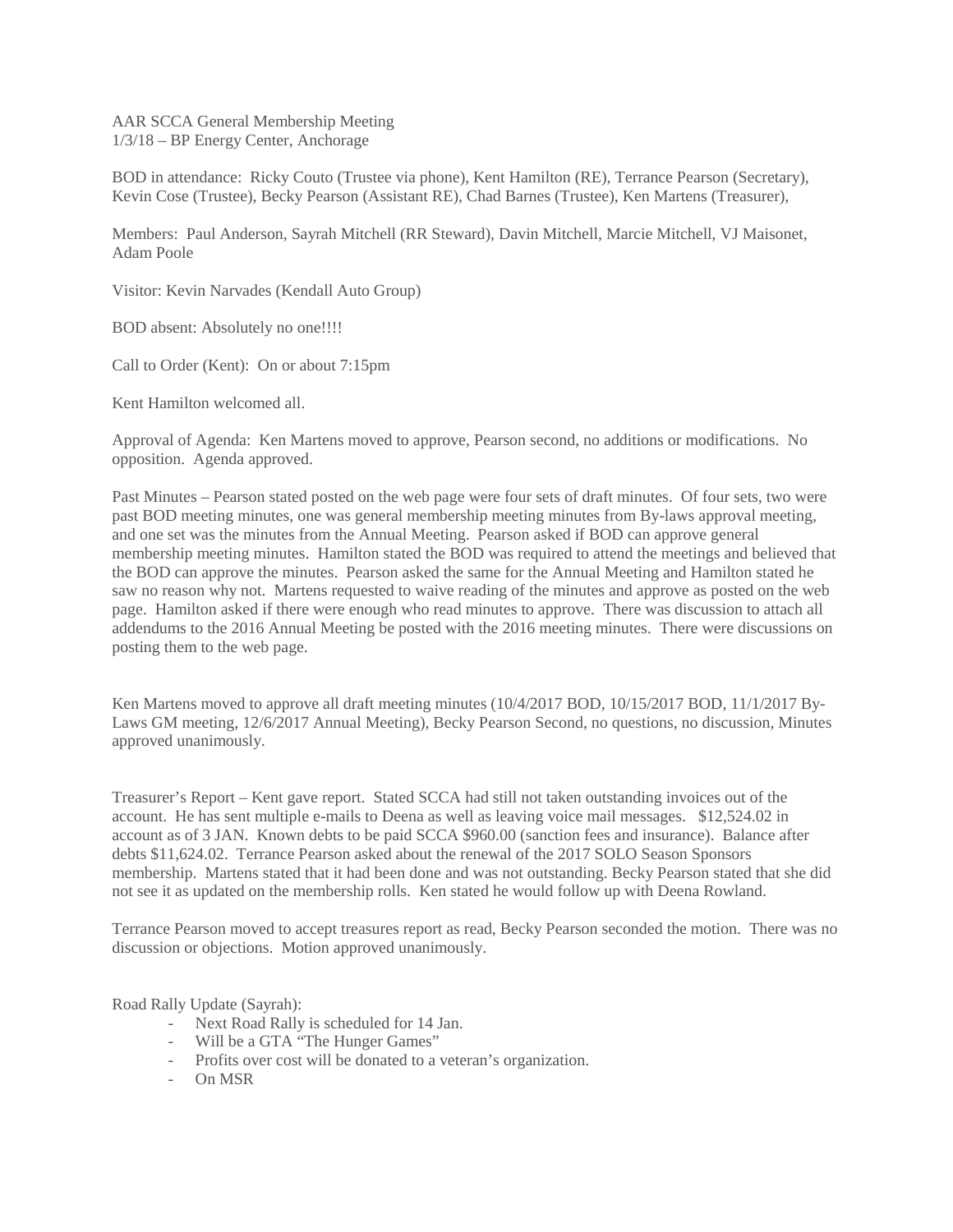AAR SCCA General Membership Meeting
1/3/18 – BP Energy Center, Anchorage

BOD in attendance: Ricky Couto (Trustee via phone), Kent Hamilton (RE), Terrance Pearson (Secretary), Kevin Cose (Trustee), Becky Pearson (Assistant RE), Chad Barnes (Trustee), Ken Martens (Treasurer),

Members: Paul Anderson, Sayrah Mitchell (RR Steward), Davin Mitchell, Marcie Mitchell, VJ Maisonet, Adam Poole

Visitor: Kevin Narvades (Kendall Auto Group)

BOD absent: Absolutely no one!!!!

Call to Order (Kent): On or about 7:15pm

Kent Hamilton welcomed all.

Approval of Agenda: Ken Martens moved to approve, Pearson second, no additions or modifications. No opposition. Agenda approved.

Past Minutes – Pearson stated posted on the web page were four sets of draft minutes. Of four sets, two were past BOD meeting minutes, one was general membership meeting minutes from By-laws approval meeting, and one set was the minutes from the Annual Meeting. Pearson asked if BOD can approve general membership meeting minutes. Hamilton stated the BOD was required to attend the meetings and believed that the BOD can approve the minutes. Pearson asked the same for the Annual Meeting and Hamilton stated he saw no reason why not. Martens requested to waive reading of the minutes and approve as posted on the web page. Hamilton asked if there were enough who read minutes to approve. There was discussion to attach all addendums to the 2016 Annual Meeting be posted with the 2016 meeting minutes. There were discussions on posting them to the web page.

Ken Martens moved to approve all draft meeting minutes (10/4/2017 BOD, 10/15/2017 BOD, 11/1/2017 By-Laws GM meeting, 12/6/2017 Annual Meeting), Becky Pearson Second, no questions, no discussion, Minutes approved unanimously.

Treasurer's Report – Kent gave report. Stated SCCA had still not taken outstanding invoices out of the account. He has sent multiple e-mails to Deena as well as leaving voice mail messages. $12,524.02 in account as of 3 JAN. Known debts to be paid SCCA $960.00 (sanction fees and insurance). Balance after debts $11,624.02. Terrance Pearson asked about the renewal of the 2017 SOLO Season Sponsors membership. Martens stated that it had been done and was not outstanding. Becky Pearson stated that she did not see it as updated on the membership rolls. Ken stated he would follow up with Deena Rowland.

Terrance Pearson moved to accept treasures report as read, Becky Pearson seconded the motion. There was no discussion or objections. Motion approved unanimously.

Road Rally Update (Sayrah):

- Next Road Rally is scheduled for 14 Jan.
- Will be a GTA "The Hunger Games"
- Profits over cost will be donated to a veteran's organization.
- On MSR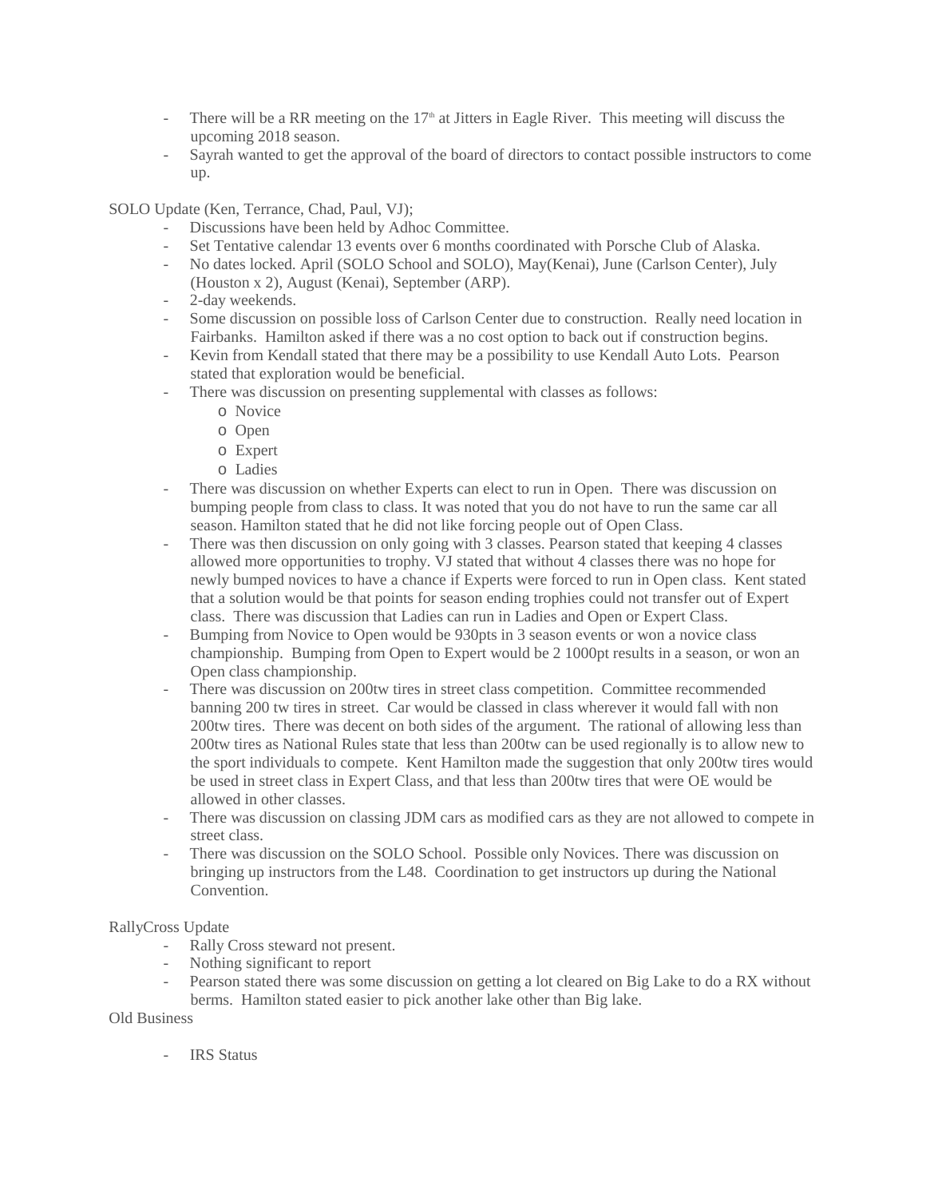- There will be a RR meeting on the 17th at Jitters in Eagle River. This meeting will discuss the upcoming 2018 season.
- Sayrah wanted to get the approval of the board of directors to contact possible instructors to come up.

SOLO Update (Ken, Terrance, Chad, Paul, VJ);

- Discussions have been held by Adhoc Committee.
- Set Tentative calendar 13 events over 6 months coordinated with Porsche Club of Alaska.
- No dates locked. April (SOLO School and SOLO), May(Kenai), June (Carlson Center), July (Houston x 2), August (Kenai), September (ARP).
- 2-day weekends.
- Some discussion on possible loss of Carlson Center due to construction. Really need location in Fairbanks. Hamilton asked if there was a no cost option to back out if construction begins.
- Kevin from Kendall stated that there may be a possibility to use Kendall Auto Lots. Pearson stated that exploration would be beneficial.
- There was discussion on presenting supplemental with classes as follows:
  - Novice
  - Open
  - Expert
  - Ladies
- There was discussion on whether Experts can elect to run in Open. There was discussion on bumping people from class to class. It was noted that you do not have to run the same car all season. Hamilton stated that he did not like forcing people out of Open Class.
- There was then discussion on only going with 3 classes. Pearson stated that keeping 4 classes allowed more opportunities to trophy. VJ stated that without 4 classes there was no hope for newly bumped novices to have a chance if Experts were forced to run in Open class. Kent stated that a solution would be that points for season ending trophies could not transfer out of Expert class. There was discussion that Ladies can run in Ladies and Open or Expert Class.
- Bumping from Novice to Open would be 930pts in 3 season events or won a novice class championship. Bumping from Open to Expert would be 2 1000pt results in a season, or won an Open class championship.
- There was discussion on 200tw tires in street class competition. Committee recommended banning 200 tw tires in street. Car would be classed in class wherever it would fall with non 200tw tires. There was decent on both sides of the argument. The rational of allowing less than 200tw tires as National Rules state that less than 200tw can be used regionally is to allow new to the sport individuals to compete. Kent Hamilton made the suggestion that only 200tw tires would be used in street class in Expert Class, and that less than 200tw tires that were OE would be allowed in other classes.
- There was discussion on classing JDM cars as modified cars as they are not allowed to compete in street class.
- There was discussion on the SOLO School. Possible only Novices. There was discussion on bringing up instructors from the L48. Coordination to get instructors up during the National Convention.

RallyCross Update

- Rally Cross steward not present.
- Nothing significant to report
- Pearson stated there was some discussion on getting a lot cleared on Big Lake to do a RX without berms. Hamilton stated easier to pick another lake other than Big lake.

Old Business

- IRS Status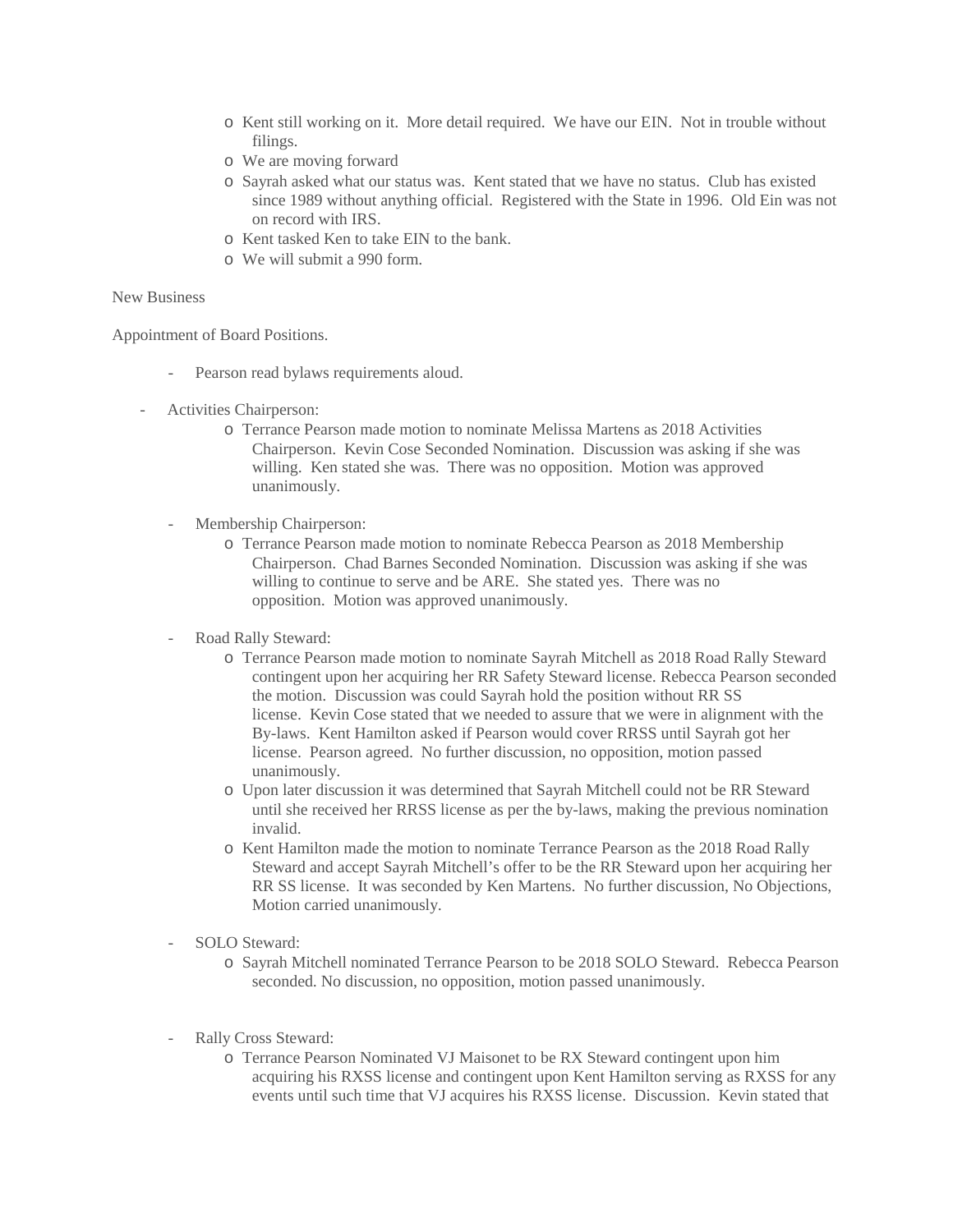- Kent still working on it. More detail required. We have our EIN. Not in trouble without filings.
  - We are moving forward
  - Sayrah asked what our status was. Kent stated that we have no status. Club has existed since 1989 without anything official. Registered with the State in 1996. Old Ein was not on record with IRS.
  - Kent tasked Ken to take EIN to the bank.
  - We will submit a 990 form.

New Business

Appointment of Board Positions.

- Pearson read bylaws requirements aloud.

- Activities Chairperson:
  - Terrance Pearson made motion to nominate Melissa Martens as 2018 Activities Chairperson. Kevin Cose Seconded Nomination. Discussion was asking if she was willing. Ken stated she was. There was no opposition. Motion was approved unanimously.

- Membership Chairperson:
  - Terrance Pearson made motion to nominate Rebecca Pearson as 2018 Membership Chairperson. Chad Barnes Seconded Nomination. Discussion was asking if she was willing to continue to serve and be ARE. She stated yes. There was no opposition. Motion was approved unanimously.

- Road Rally Steward:
  - Terrance Pearson made motion to nominate Sayrah Mitchell as 2018 Road Rally Steward contingent upon her acquiring her RR Safety Steward license. Rebecca Pearson seconded the motion. Discussion was could Sayrah hold the position without RR SS license. Kevin Cose stated that we needed to assure that we were in alignment with the By-laws. Kent Hamilton asked if Pearson would cover RRSS until Sayrah got her license. Pearson agreed. No further discussion, no opposition, motion passed unanimously.
  - Upon later discussion it was determined that Sayrah Mitchell could not be RR Steward until she received her RRSS license as per the by-laws, making the previous nomination invalid.
  - Kent Hamilton made the motion to nominate Terrance Pearson as the 2018 Road Rally Steward and accept Sayrah Mitchell's offer to be the RR Steward upon her acquiring her RR SS license. It was seconded by Ken Martens. No further discussion, No Objections, Motion carried unanimously.

- SOLO Steward:
  - Sayrah Mitchell nominated Terrance Pearson to be 2018 SOLO Steward. Rebecca Pearson seconded. No discussion, no opposition, motion passed unanimously.

- Rally Cross Steward:
  - Terrance Pearson Nominated VJ Maisonet to be RX Steward contingent upon him acquiring his RXSS license and contingent upon Kent Hamilton serving as RXSS for any events until such time that VJ acquires his RXSS license. Discussion. Kevin stated that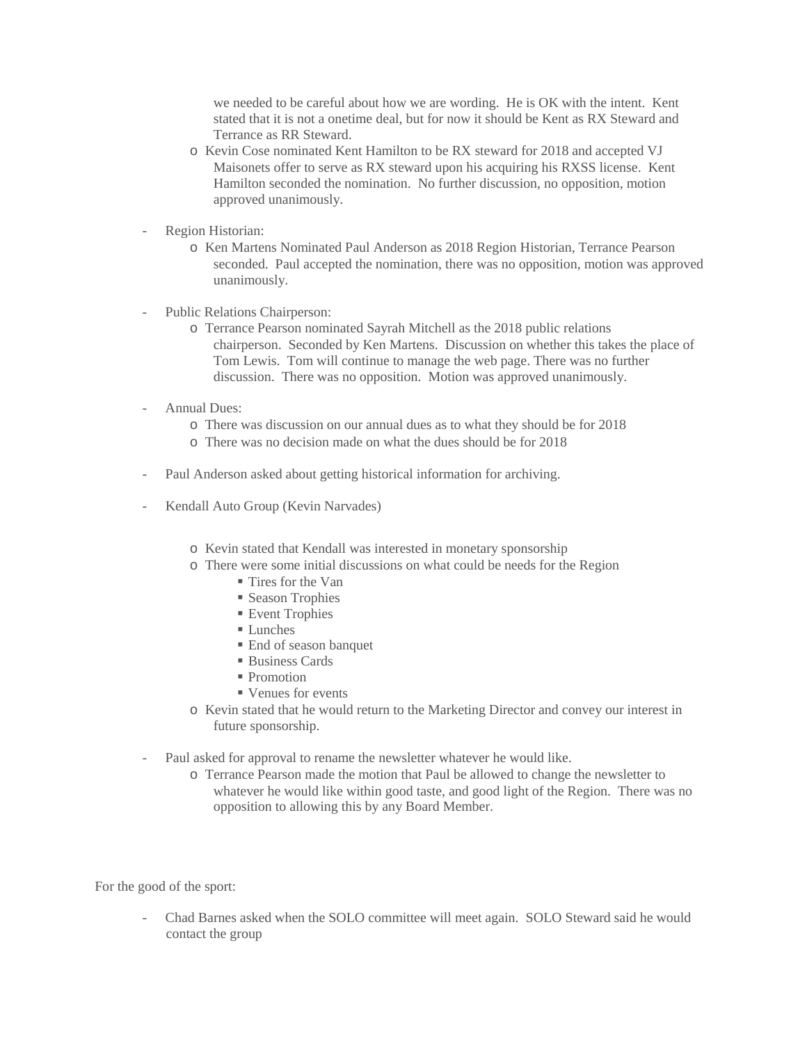we needed to be careful about how we are wording. He is OK with the intent. Kent stated that it is not a onetime deal, but for now it should be Kent as RX Steward and Terrance as RR Steward.

- Kevin Cose nominated Kent Hamilton to be RX steward for 2018 and accepted VJ Maisonets offer to serve as RX steward upon his acquiring his RXSS license. Kent Hamilton seconded the nomination. No further discussion, no opposition, motion approved unanimously.

- Region Historian:
  - Ken Martens Nominated Paul Anderson as 2018 Region Historian, Terrance Pearson seconded. Paul accepted the nomination, there was no opposition, motion was approved unanimously.

- Public Relations Chairperson:
  - Terrance Pearson nominated Sayrah Mitchell as the 2018 public relations chairperson. Seconded by Ken Martens. Discussion on whether this takes the place of Tom Lewis. Tom will continue to manage the web page. There was no further discussion. There was no opposition. Motion was approved unanimously.

- Annual Dues:
  - There was discussion on our annual dues as to what they should be for 2018
  - There was no decision made on what the dues should be for 2018

- Paul Anderson asked about getting historical information for archiving.

- Kendall Auto Group (Kevin Narvades)
  - Kevin stated that Kendall was interested in monetary sponsorship
  - There were some initial discussions on what could be needs for the Region
    - Tires for the Van
    - Season Trophies
    - Event Trophies
    - Lunches
    - End of season banquet
    - Business Cards
    - Promotion
    - Venues for events
  - Kevin stated that he would return to the Marketing Director and convey our interest in future sponsorship.

- Paul asked for approval to rename the newsletter whatever he would like.
  - Terrance Pearson made the motion that Paul be allowed to change the newsletter to whatever he would like within good taste, and good light of the Region. There was no opposition to allowing this by any Board Member.

For the good of the sport:

- Chad Barnes asked when the SOLO committee will meet again. SOLO Steward said he would contact the group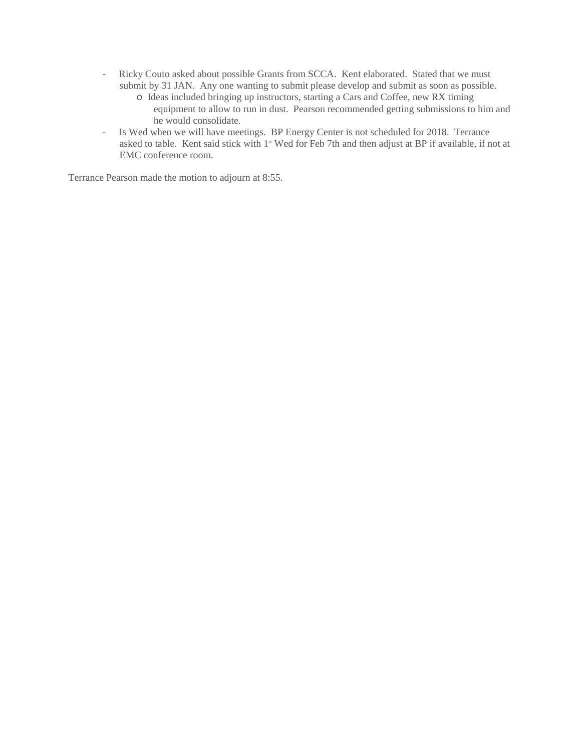- Ricky Couto asked about possible Grants from SCCA. Kent elaborated. Stated that we must submit by 31 JAN. Any one wanting to submit please develop and submit as soon as possible.
    - Ideas included bringing up instructors, starting a Cars and Coffee, new RX timing equipment to allow to run in dust. Pearson recommended getting submissions to him and he would consolidate.
- Is Wed when we will have meetings. BP Energy Center is not scheduled for 2018. Terrance asked to table. Kent said stick with 1st Wed for Feb 7th and then adjust at BP if available, if not at EMC conference room.

Terrance Pearson made the motion to adjourn at 8:55.